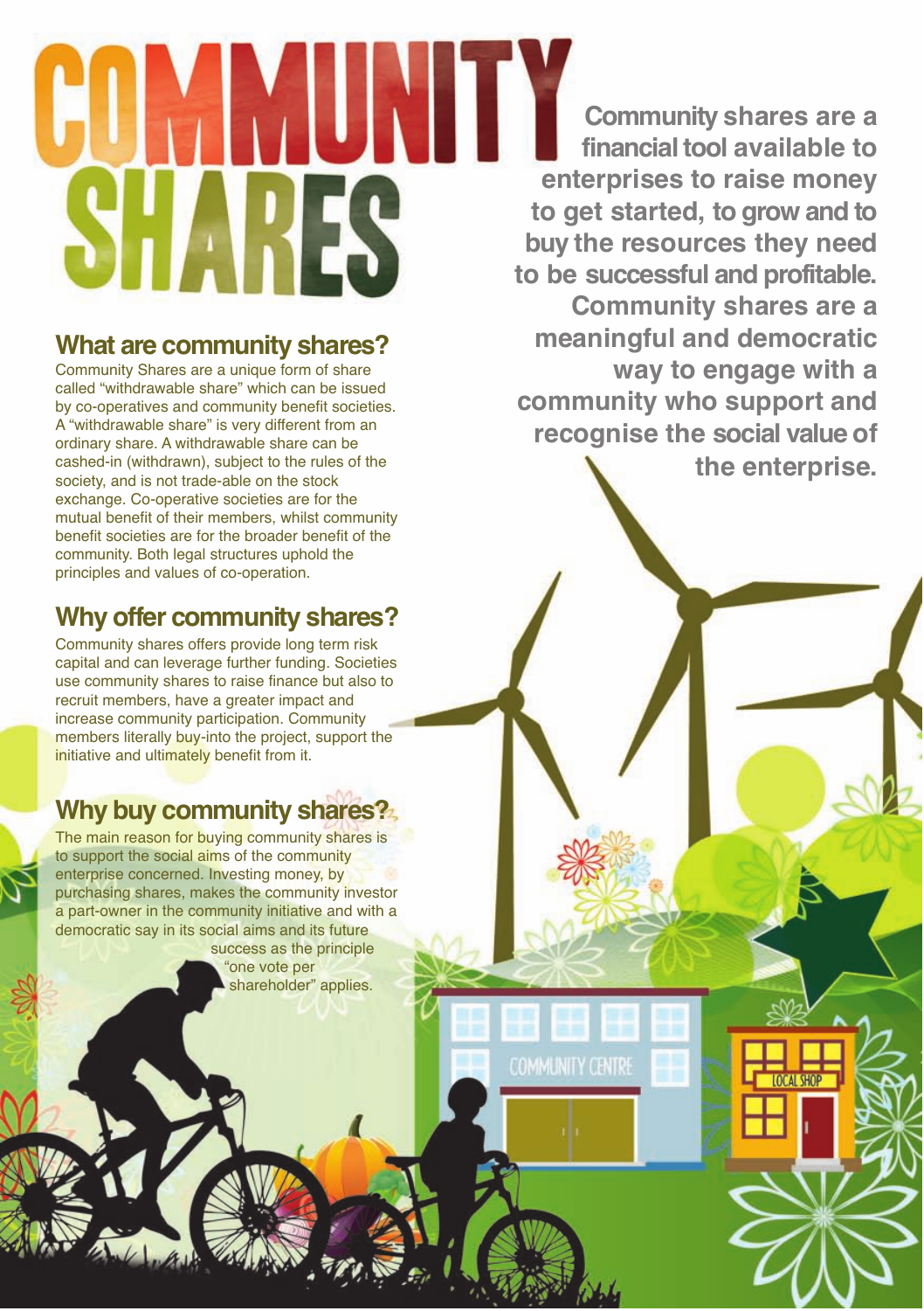# COMMUNITY SHARES

**Community shares are a financial tool available to enterprises to raise money to get started, to grow and to buy the resources they need to be successful and profitable. Community shares are a meaningful and democratic way to engage with a community who support and recognise the social value of the enterprise.**

## What are community shares?

Community Shares are a unique form of share called "withdrawable share" which can be issued by co-operatives and community benefit societies. A "withdrawable share" is very different from an ordinary share. A withdrawable share can be cashed-in (withdrawn), subject to the rules of the society, and is not trade-able on the stock exchange. Co-operative societies are for the mutual benefit of their members, whilst community benefit societies are for the broader benefit of the community. Both legal structures uphold the principles and values of co-operation.

## Why offer community shares?

Community shares offers provide long term risk capital and can leverage further funding. Societies use community shares to raise finance but also to recruit members, have a greater impact and increase community participation. Community members literally buy-into the project, support the initiative and ultimately benefit from it.

## Why buy community shares?

The main reason for buying community shares is to support the social aims of the community enterprise concerned. Investing money, by purchasing shares, makes the community investor a part-owner in the community initiative and with a democratic say in its social aims and its future success as the principle "one vote per shareholder" applies.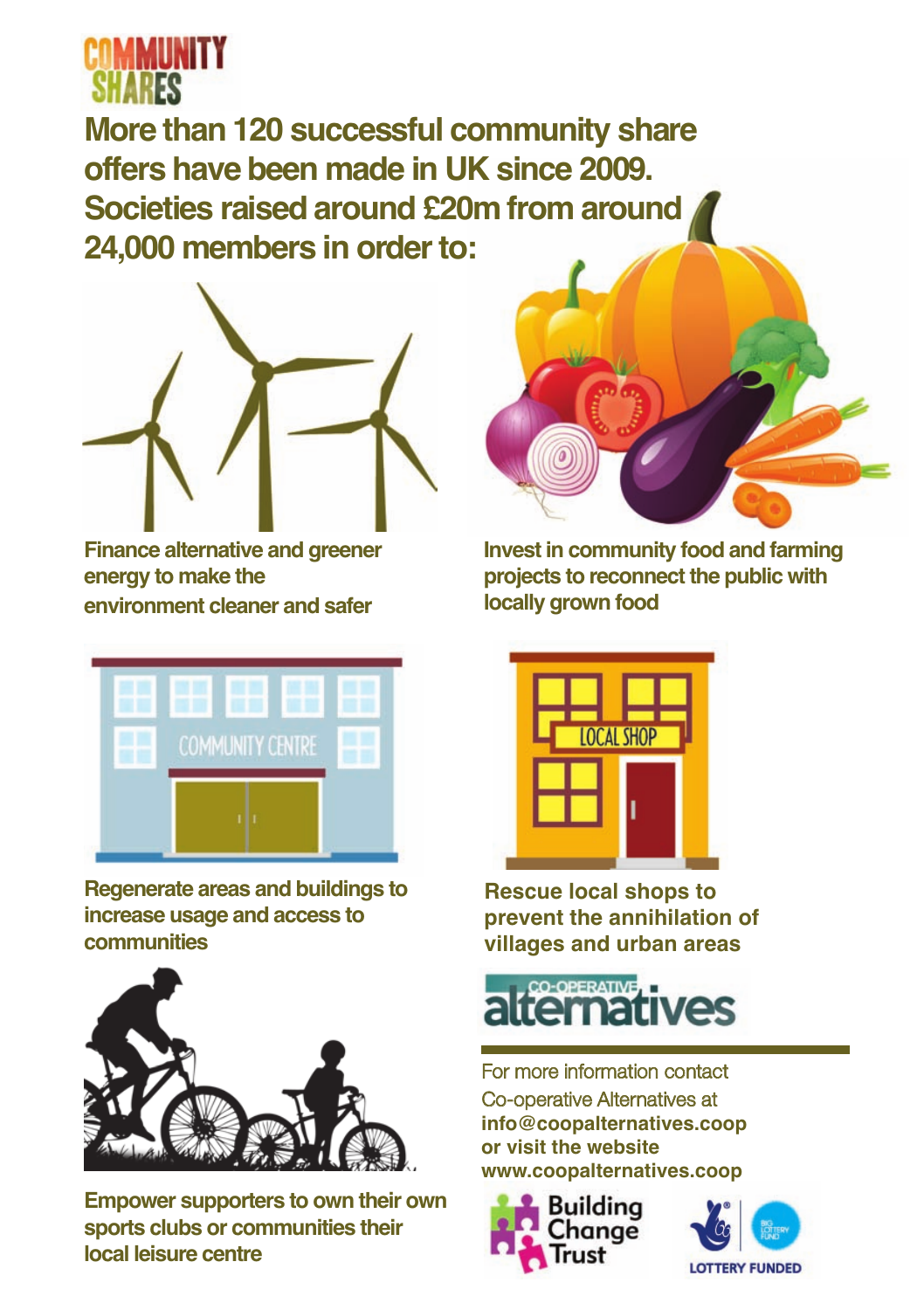# COMMUNITY SHARES

## More than 120 successful community share offers have been made in UK since 2009. Societies raised around £20m from around 24,000 members in order to:

**Finance alternative and greener energy to make the environment cleaner and safer**

**Invest in community food and farming projects to reconnect the public with locally grown food**

COMMUNITY CENTRE

**Regenerate areas and buildings to increase usage and access to communities**

LOCAL SHOP

**Rescue local shops to prevent the annihilation of villages and urban areas**

**Empower supporters to own their own sports clubs or communities their local leisure centre**

CO-OPERATIVE alternatives

For more information contact Co-operative Alternatives at **info@coopalternatives.coop** or visit the website **www.coopalternatives.coop**

Building Change Trust

BIG LOTTERY FUND

LOTTERY FUNDED